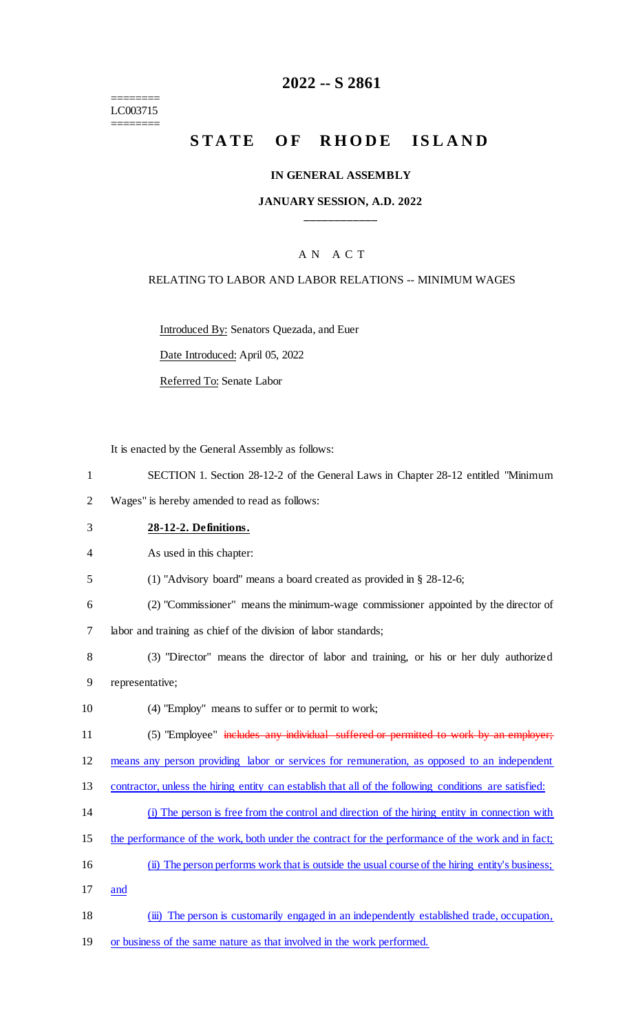# 2022 -- S 2861

========
LC003715
========

# STATE OF RHODE ISLAND

## IN GENERAL ASSEMBLY

### JANUARY SESSION, A.D. 2022

____________

A N A C T

RELATING TO LABOR AND LABOR RELATIONS -- MINIMUM WAGES

Introduced By: Senators Quezada, and Euer

Date Introduced: April 05, 2022

Referred To: Senate Labor

It is enacted by the General Assembly as follows:

1 SECTION 1. Section 28-12-2 of the General Laws in Chapter 28-12 entitled "Minimum
2 Wages" is hereby amended to read as follows:

3 **28-12-2. Definitions.**

4 As used in this chapter:

5 (1) "Advisory board" means a board created as provided in § 28-12-6;

6 (2) "Commissioner" means the minimum-wage commissioner appointed by the director of
7 labor and training as chief of the division of labor standards;

8 (3) "Director" means the director of labor and training, or his or her duly authorized
9 representative;

10 (4) "Employ" means to suffer or to permit to work;

11 (5) "Employee" ~~includes any individual suffered or permitted to work by an employer;~~
12 <u>means any person providing labor or services for remuneration, as opposed to an independent</u>
13 <u>contractor, unless the hiring entity can establish that all of the following conditions are satisfied:</u>

14 <u>(i) The person is free from the control and direction of the hiring entity in connection with</u>
15 <u>the performance of the work, both under the contract for the performance of the work and in fact;</u>

16 <u>(ii) The person performs work that is outside the usual course of the hiring entity's business;</u>
17 <u>and</u>

18 <u>(iii) The person is customarily engaged in an independently established trade, occupation,</u>
19 <u>or business of the same nature as that involved in the work performed.</u>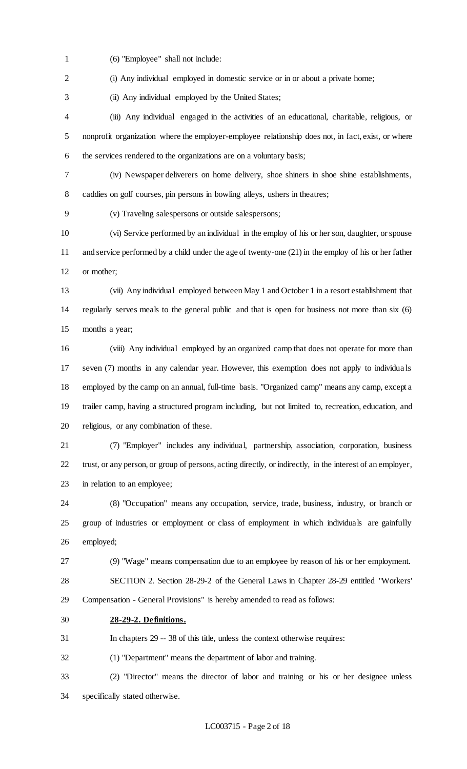(6) "Employee" shall not include:

(i) Any individual employed in domestic service or in or about a private home;

(ii) Any individual employed by the United States;

(iii) Any individual engaged in the activities of an educational, charitable, religious, or nonprofit organization where the employer-employee relationship does not, in fact, exist, or where the services rendered to the organizations are on a voluntary basis;

(iv) Newspaper deliverers on home delivery, shoe shiners in shoe shine establishments, caddies on golf courses, pin persons in bowling alleys, ushers in theatres;

(v) Traveling salespersons or outside salespersons;

(vi) Service performed by an individual in the employ of his or her son, daughter, or spouse and service performed by a child under the age of twenty-one (21) in the employ of his or her father or mother;

(vii) Any individual employed between May 1 and October 1 in a resort establishment that regularly serves meals to the general public and that is open for business not more than six (6) months a year;

(viii) Any individual employed by an organized camp that does not operate for more than seven (7) months in any calendar year. However, this exemption does not apply to individuals employed by the camp on an annual, full-time basis. "Organized camp" means any camp, except a trailer camp, having a structured program including, but not limited to, recreation, education, and religious, or any combination of these.

(7) "Employer" includes any individual, partnership, association, corporation, business trust, or any person, or group of persons, acting directly, or indirectly, in the interest of an employer, in relation to an employee;

(8) "Occupation" means any occupation, service, trade, business, industry, or branch or group of industries or employment or class of employment in which individuals are gainfully employed;

(9) "Wage" means compensation due to an employee by reason of his or her employment.

SECTION 2. Section 28-29-2 of the General Laws in Chapter 28-29 entitled "Workers' Compensation - General Provisions" is hereby amended to read as follows:

**28-29-2. Definitions.**

In chapters 29 -- 38 of this title, unless the context otherwise requires:

(1) "Department" means the department of labor and training.

(2) "Director" means the director of labor and training or his or her designee unless specifically stated otherwise.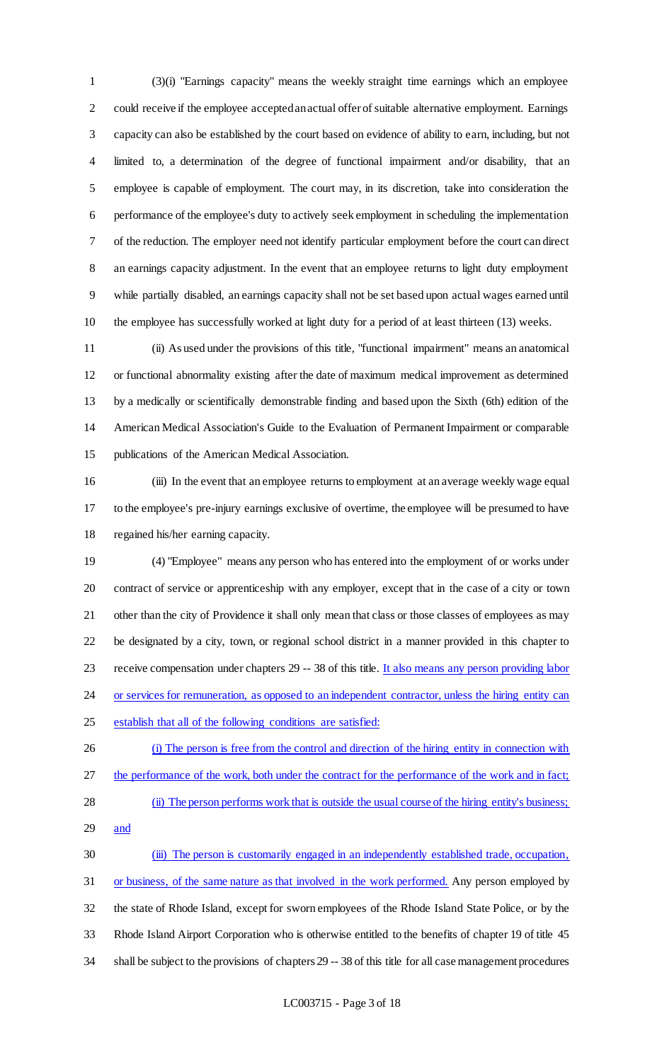(3)(i) "Earnings capacity" means the weekly straight time earnings which an employee could receive if the employee accepted an actual offer of suitable alternative employment. Earnings capacity can also be established by the court based on evidence of ability to earn, including, but not limited to, a determination of the degree of functional impairment and/or disability, that an employee is capable of employment. The court may, in its discretion, take into consideration the performance of the employee's duty to actively seek employment in scheduling the implementation of the reduction. The employer need not identify particular employment before the court can direct an earnings capacity adjustment. In the event that an employee returns to light duty employment while partially disabled, an earnings capacity shall not be set based upon actual wages earned until the employee has successfully worked at light duty for a period of at least thirteen (13) weeks.

(ii) As used under the provisions of this title, "functional impairment" means an anatomical or functional abnormality existing after the date of maximum medical improvement as determined by a medically or scientifically demonstrable finding and based upon the Sixth (6th) edition of the American Medical Association's Guide to the Evaluation of Permanent Impairment or comparable publications of the American Medical Association.

(iii) In the event that an employee returns to employment at an average weekly wage equal to the employee's pre-injury earnings exclusive of overtime, the employee will be presumed to have regained his/her earning capacity.

(4) "Employee" means any person who has entered into the employment of or works under contract of service or apprenticeship with any employer, except that in the case of a city or town other than the city of Providence it shall only mean that class or those classes of employees as may be designated by a city, town, or regional school district in a manner provided in this chapter to receive compensation under chapters 29 -- 38 of this title. <u>It also means any person providing labor or services for remuneration, as opposed to an independent contractor, unless the hiring entity can establish that all of the following conditions are satisfied:</u>

<u>(i) The person is free from the control and direction of the hiring entity in connection with the performance of the work, both under the contract for the performance of the work and in fact;</u>

<u>(ii) The person performs work that is outside the usual course of the hiring entity's business; and</u>

<u>(iii) The person is customarily engaged in an independently established trade, occupation, or business, of the same nature as that involved in the work performed.</u> Any person employed by the state of Rhode Island, except for sworn employees of the Rhode Island State Police, or by the Rhode Island Airport Corporation who is otherwise entitled to the benefits of chapter 19 of title 45 shall be subject to the provisions of chapters 29 -- 38 of this title for all case management procedures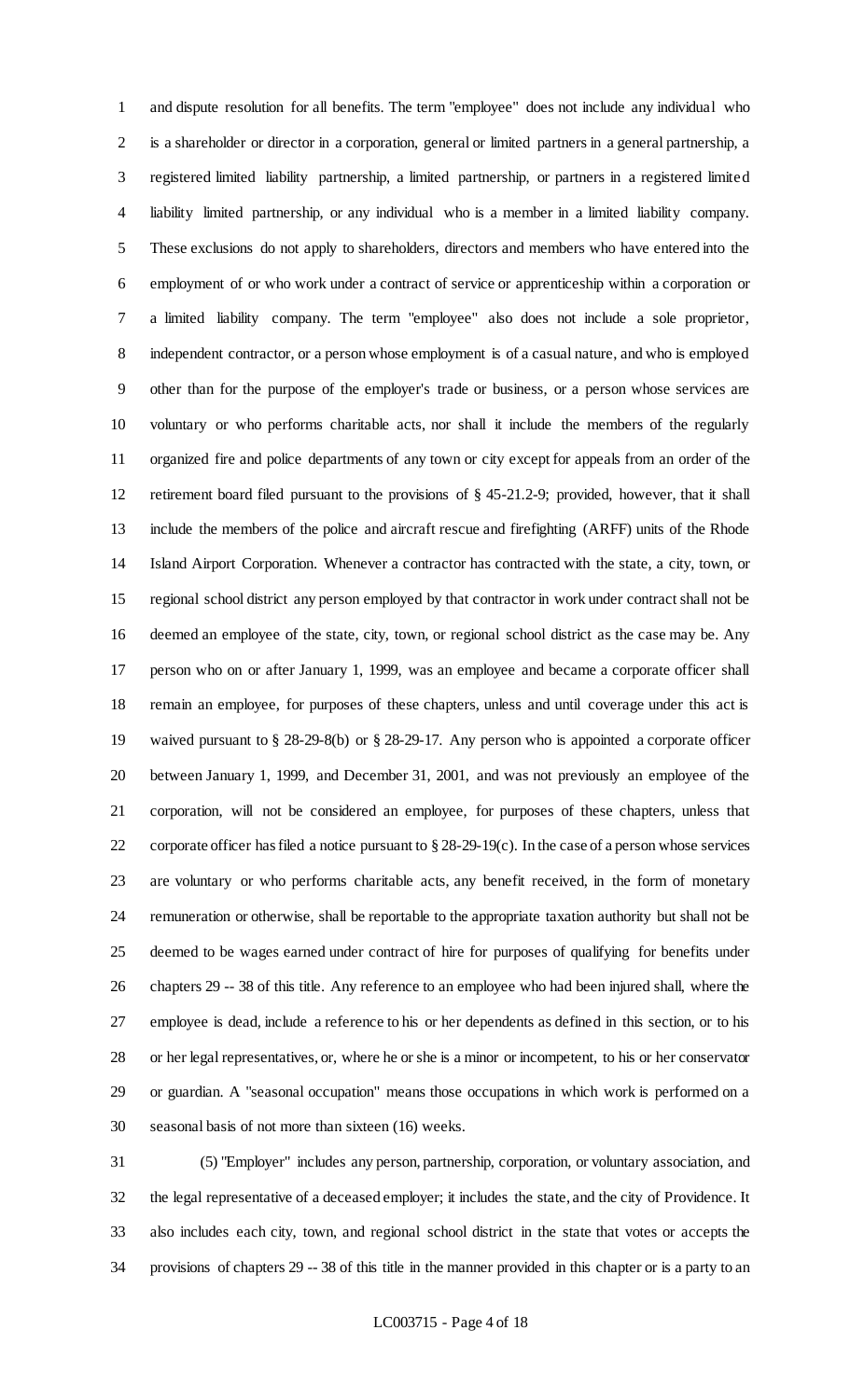and dispute resolution for all benefits. The term "employee" does not include any individual who is a shareholder or director in a corporation, general or limited partners in a general partnership, a registered limited liability partnership, a limited partnership, or partners in a registered limited liability limited partnership, or any individual who is a member in a limited liability company. These exclusions do not apply to shareholders, directors and members who have entered into the employment of or who work under a contract of service or apprenticeship within a corporation or a limited liability company. The term "employee" also does not include a sole proprietor, independent contractor, or a person whose employment is of a casual nature, and who is employed other than for the purpose of the employer's trade or business, or a person whose services are voluntary or who performs charitable acts, nor shall it include the members of the regularly organized fire and police departments of any town or city except for appeals from an order of the retirement board filed pursuant to the provisions of § 45-21.2-9; provided, however, that it shall include the members of the police and aircraft rescue and firefighting (ARFF) units of the Rhode Island Airport Corporation. Whenever a contractor has contracted with the state, a city, town, or regional school district any person employed by that contractor in work under contract shall not be deemed an employee of the state, city, town, or regional school district as the case may be. Any person who on or after January 1, 1999, was an employee and became a corporate officer shall remain an employee, for purposes of these chapters, unless and until coverage under this act is waived pursuant to § 28-29-8(b) or § 28-29-17. Any person who is appointed a corporate officer between January 1, 1999, and December 31, 2001, and was not previously an employee of the corporation, will not be considered an employee, for purposes of these chapters, unless that corporate officer has filed a notice pursuant to § 28-29-19(c). In the case of a person whose services are voluntary or who performs charitable acts, any benefit received, in the form of monetary remuneration or otherwise, shall be reportable to the appropriate taxation authority but shall not be deemed to be wages earned under contract of hire for purposes of qualifying for benefits under chapters 29 -- 38 of this title. Any reference to an employee who had been injured shall, where the employee is dead, include a reference to his or her dependents as defined in this section, or to his or her legal representatives, or, where he or she is a minor or incompetent, to his or her conservator or guardian. A "seasonal occupation" means those occupations in which work is performed on a seasonal basis of not more than sixteen (16) weeks.

(5) "Employer" includes any person, partnership, corporation, or voluntary association, and the legal representative of a deceased employer; it includes the state, and the city of Providence. It also includes each city, town, and regional school district in the state that votes or accepts the provisions of chapters 29 -- 38 of this title in the manner provided in this chapter or is a party to an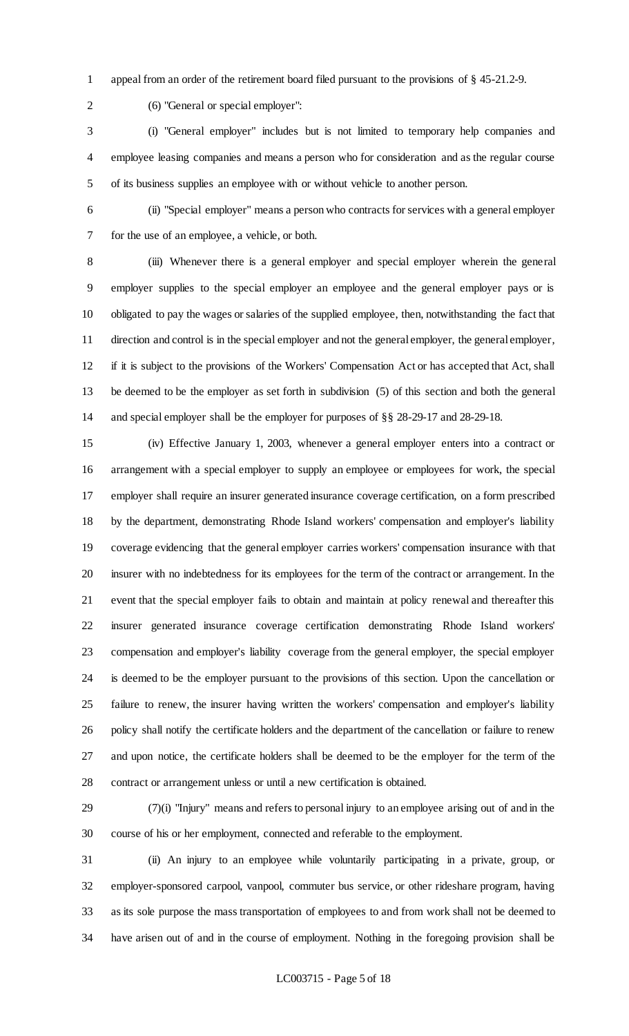appeal from an order of the retirement board filed pursuant to the provisions of § 45-21.2-9.

(6) "General or special employer":

(i) "General employer" includes but is not limited to temporary help companies and employee leasing companies and means a person who for consideration and as the regular course of its business supplies an employee with or without vehicle to another person.

(ii) "Special employer" means a person who contracts for services with a general employer for the use of an employee, a vehicle, or both.

(iii) Whenever there is a general employer and special employer wherein the general employer supplies to the special employer an employee and the general employer pays or is obligated to pay the wages or salaries of the supplied employee, then, notwithstanding the fact that direction and control is in the special employer and not the general employer, the general employer, if it is subject to the provisions of the Workers' Compensation Act or has accepted that Act, shall be deemed to be the employer as set forth in subdivision (5) of this section and both the general and special employer shall be the employer for purposes of §§ 28-29-17 and 28-29-18.

(iv) Effective January 1, 2003, whenever a general employer enters into a contract or arrangement with a special employer to supply an employee or employees for work, the special employer shall require an insurer generated insurance coverage certification, on a form prescribed by the department, demonstrating Rhode Island workers' compensation and employer's liability coverage evidencing that the general employer carries workers' compensation insurance with that insurer with no indebtedness for its employees for the term of the contract or arrangement. In the event that the special employer fails to obtain and maintain at policy renewal and thereafter this insurer generated insurance coverage certification demonstrating Rhode Island workers' compensation and employer's liability coverage from the general employer, the special employer is deemed to be the employer pursuant to the provisions of this section. Upon the cancellation or failure to renew, the insurer having written the workers' compensation and employer's liability policy shall notify the certificate holders and the department of the cancellation or failure to renew and upon notice, the certificate holders shall be deemed to be the employer for the term of the contract or arrangement unless or until a new certification is obtained.

(7)(i) "Injury" means and refers to personal injury to an employee arising out of and in the course of his or her employment, connected and referable to the employment.

(ii) An injury to an employee while voluntarily participating in a private, group, or employer-sponsored carpool, vanpool, commuter bus service, or other rideshare program, having as its sole purpose the mass transportation of employees to and from work shall not be deemed to have arisen out of and in the course of employment. Nothing in the foregoing provision shall be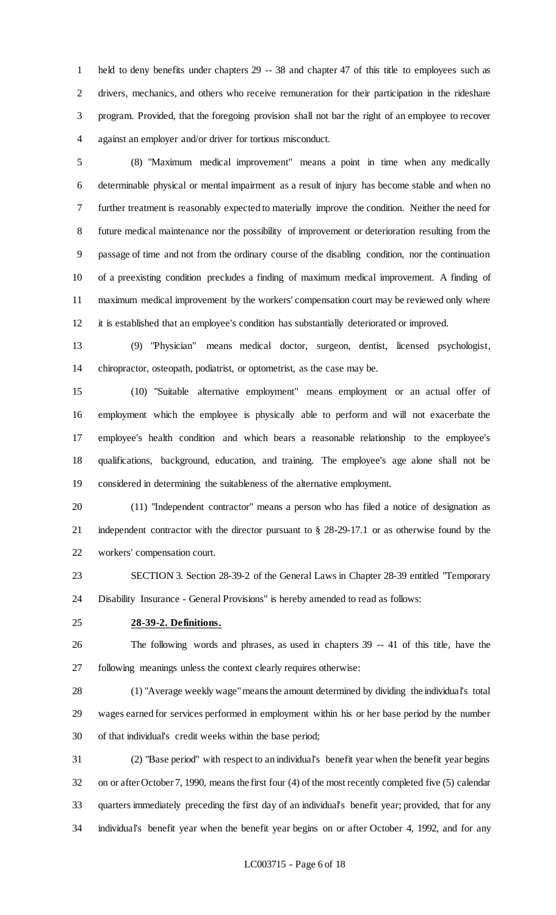held to deny benefits under chapters 29 -- 38 and chapter 47 of this title to employees such as drivers, mechanics, and others who receive remuneration for their participation in the rideshare program. Provided, that the foregoing provision shall not bar the right of an employee to recover against an employer and/or driver for tortious misconduct.

(8) "Maximum medical improvement" means a point in time when any medically determinable physical or mental impairment as a result of injury has become stable and when no further treatment is reasonably expected to materially improve the condition. Neither the need for future medical maintenance nor the possibility of improvement or deterioration resulting from the passage of time and not from the ordinary course of the disabling condition, nor the continuation of a preexisting condition precludes a finding of maximum medical improvement. A finding of maximum medical improvement by the workers' compensation court may be reviewed only where it is established that an employee's condition has substantially deteriorated or improved.

(9) "Physician" means medical doctor, surgeon, dentist, licensed psychologist, chiropractor, osteopath, podiatrist, or optometrist, as the case may be.

(10) "Suitable alternative employment" means employment or an actual offer of employment which the employee is physically able to perform and will not exacerbate the employee's health condition and which bears a reasonable relationship to the employee's qualifications, background, education, and training. The employee's age alone shall not be considered in determining the suitableness of the alternative employment.

(11) "Independent contractor" means a person who has filed a notice of designation as independent contractor with the director pursuant to § 28-29-17.1 or as otherwise found by the workers' compensation court.

SECTION 3. Section 28-39-2 of the General Laws in Chapter 28-39 entitled "Temporary Disability Insurance - General Provisions" is hereby amended to read as follows:

**28-39-2. Definitions.**

The following words and phrases, as used in chapters 39 -- 41 of this title, have the following meanings unless the context clearly requires otherwise:

(1) "Average weekly wage" means the amount determined by dividing the individual's total wages earned for services performed in employment within his or her base period by the number of that individual's credit weeks within the base period;

(2) "Base period" with respect to an individual's benefit year when the benefit year begins on or after October 7, 1990, means the first four (4) of the most recently completed five (5) calendar quarters immediately preceding the first day of an individual's benefit year; provided, that for any individual's benefit year when the benefit year begins on or after October 4, 1992, and for any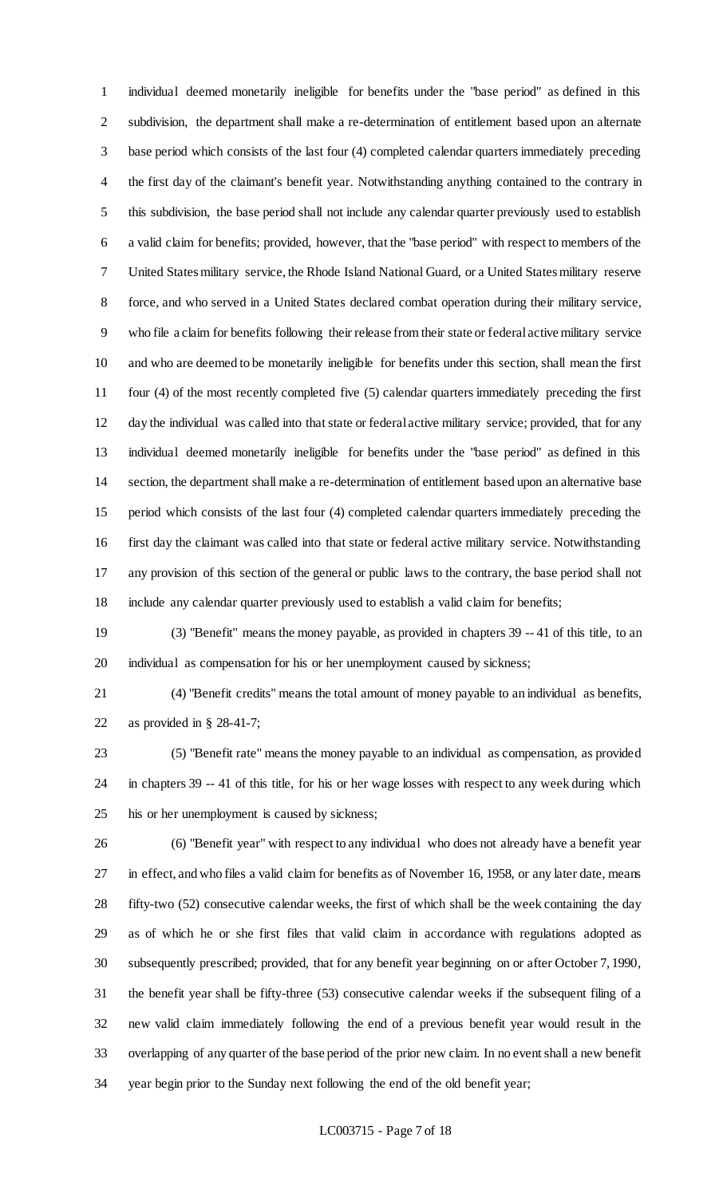individual deemed monetarily ineligible for benefits under the "base period" as defined in this subdivision, the department shall make a re-determination of entitlement based upon an alternate base period which consists of the last four (4) completed calendar quarters immediately preceding the first day of the claimant's benefit year. Notwithstanding anything contained to the contrary in this subdivision, the base period shall not include any calendar quarter previously used to establish a valid claim for benefits; provided, however, that the "base period" with respect to members of the United States military service, the Rhode Island National Guard, or a United States military reserve force, and who served in a United States declared combat operation during their military service, who file a claim for benefits following their release from their state or federal active military service and who are deemed to be monetarily ineligible for benefits under this section, shall mean the first four (4) of the most recently completed five (5) calendar quarters immediately preceding the first day the individual was called into that state or federal active military service; provided, that for any individual deemed monetarily ineligible for benefits under the "base period" as defined in this section, the department shall make a re-determination of entitlement based upon an alternative base period which consists of the last four (4) completed calendar quarters immediately preceding the first day the claimant was called into that state or federal active military service. Notwithstanding any provision of this section of the general or public laws to the contrary, the base period shall not include any calendar quarter previously used to establish a valid claim for benefits;

(3) "Benefit" means the money payable, as provided in chapters 39 -- 41 of this title, to an individual as compensation for his or her unemployment caused by sickness;

(4) "Benefit credits" means the total amount of money payable to an individual as benefits, as provided in § 28-41-7;

(5) "Benefit rate" means the money payable to an individual as compensation, as provided in chapters 39 -- 41 of this title, for his or her wage losses with respect to any week during which his or her unemployment is caused by sickness;

(6) "Benefit year" with respect to any individual who does not already have a benefit year in effect, and who files a valid claim for benefits as of November 16, 1958, or any later date, means fifty-two (52) consecutive calendar weeks, the first of which shall be the week containing the day as of which he or she first files that valid claim in accordance with regulations adopted as subsequently prescribed; provided, that for any benefit year beginning on or after October 7, 1990, the benefit year shall be fifty-three (53) consecutive calendar weeks if the subsequent filing of a new valid claim immediately following the end of a previous benefit year would result in the overlapping of any quarter of the base period of the prior new claim. In no event shall a new benefit year begin prior to the Sunday next following the end of the old benefit year;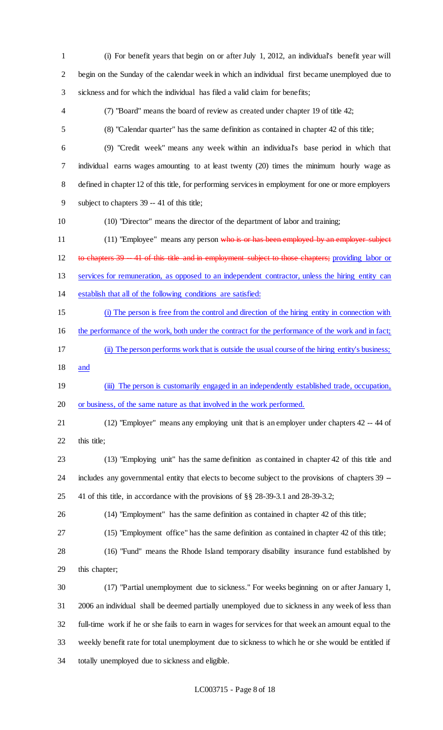(i) For benefit years that begin on or after July 1, 2012, an individual's benefit year will begin on the Sunday of the calendar week in which an individual first became unemployed due to sickness and for which the individual has filed a valid claim for benefits;

(7) "Board" means the board of review as created under chapter 19 of title 42;

(8) "Calendar quarter" has the same definition as contained in chapter 42 of this title;

(9) "Credit week" means any week within an individual's base period in which that individual earns wages amounting to at least twenty (20) times the minimum hourly wage as defined in chapter 12 of this title, for performing services in employment for one or more employers subject to chapters 39 -- 41 of this title;

(10) "Director" means the director of the department of labor and training;

(11) "Employee" means any person ~~who is or has been employed by an employer subject to chapters 39 -- 41 of this title and in employment subject to those chapters;~~ providing labor or services for remuneration, as opposed to an independent contractor, unless the hiring entity can establish that all of the following conditions are satisfied:

(i) The person is free from the control and direction of the hiring entity in connection with the performance of the work, both under the contract for the performance of the work and in fact;

(ii) The person performs work that is outside the usual course of the hiring entity's business; and

(iii) The person is customarily engaged in an independently established trade, occupation, or business, of the same nature as that involved in the work performed.

(12) "Employer" means any employing unit that is an employer under chapters 42 -- 44 of this title;

(13) "Employing unit" has the same definition as contained in chapter 42 of this title and includes any governmental entity that elects to become subject to the provisions of chapters 39 -- 41 of this title, in accordance with the provisions of §§ 28-39-3.1 and 28-39-3.2;

(14) "Employment" has the same definition as contained in chapter 42 of this title;

(15) "Employment office" has the same definition as contained in chapter 42 of this title;

(16) "Fund" means the Rhode Island temporary disability insurance fund established by this chapter;

(17) "Partial unemployment due to sickness." For weeks beginning on or after January 1, 2006 an individual shall be deemed partially unemployed due to sickness in any week of less than full-time work if he or she fails to earn in wages for services for that week an amount equal to the weekly benefit rate for total unemployment due to sickness to which he or she would be entitled if totally unemployed due to sickness and eligible.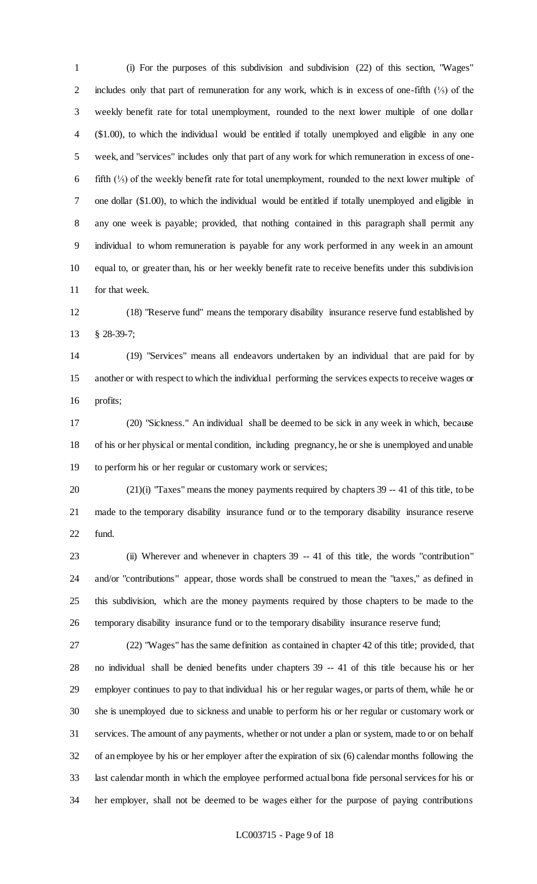(i) For the purposes of this subdivision and subdivision (22) of this section, "Wages" includes only that part of remuneration for any work, which is in excess of one-fifth (⅕) of the weekly benefit rate for total unemployment, rounded to the next lower multiple of one dollar ($1.00), to which the individual would be entitled if totally unemployed and eligible in any one week, and "services" includes only that part of any work for which remuneration in excess of one-fifth (⅕) of the weekly benefit rate for total unemployment, rounded to the next lower multiple of one dollar ($1.00), to which the individual would be entitled if totally unemployed and eligible in any one week is payable; provided, that nothing contained in this paragraph shall permit any individual to whom remuneration is payable for any work performed in any week in an amount equal to, or greater than, his or her weekly benefit rate to receive benefits under this subdivision for that week.

(18) "Reserve fund" means the temporary disability insurance reserve fund established by § 28-39-7;

(19) "Services" means all endeavors undertaken by an individual that are paid for by another or with respect to which the individual performing the services expects to receive wages or profits;

(20) "Sickness." An individual shall be deemed to be sick in any week in which, because of his or her physical or mental condition, including pregnancy, he or she is unemployed and unable to perform his or her regular or customary work or services;

(21)(i) "Taxes" means the money payments required by chapters 39 -- 41 of this title, to be made to the temporary disability insurance fund or to the temporary disability insurance reserve fund.

(ii) Wherever and whenever in chapters 39 -- 41 of this title, the words "contribution" and/or "contributions" appear, those words shall be construed to mean the "taxes," as defined in this subdivision, which are the money payments required by those chapters to be made to the temporary disability insurance fund or to the temporary disability insurance reserve fund;

(22) "Wages" has the same definition as contained in chapter 42 of this title; provided, that no individual shall be denied benefits under chapters 39 -- 41 of this title because his or her employer continues to pay to that individual his or her regular wages, or parts of them, while he or she is unemployed due to sickness and unable to perform his or her regular or customary work or services. The amount of any payments, whether or not under a plan or system, made to or on behalf of an employee by his or her employer after the expiration of six (6) calendar months following the last calendar month in which the employee performed actual bona fide personal services for his or her employer, shall not be deemed to be wages either for the purpose of paying contributions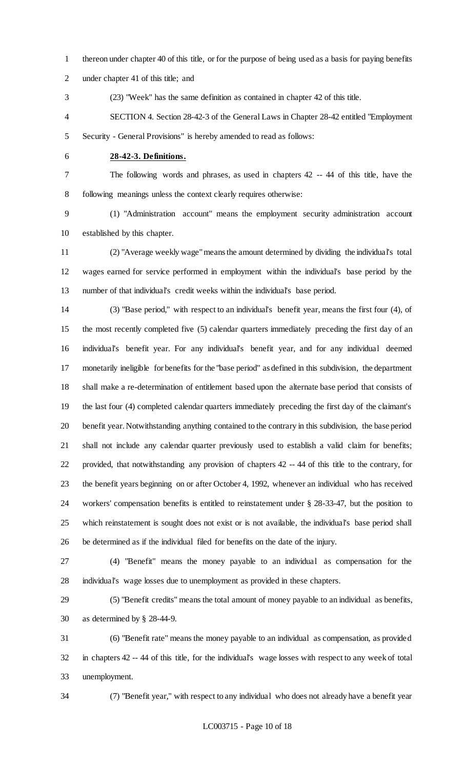thereon under chapter 40 of this title, or for the purpose of being used as a basis for paying benefits under chapter 41 of this title; and

(23) "Week" has the same definition as contained in chapter 42 of this title.

SECTION 4. Section 28-42-3 of the General Laws in Chapter 28-42 entitled "Employment Security - General Provisions" is hereby amended to read as follows:

**28-42-3. Definitions.**

The following words and phrases, as used in chapters 42 -- 44 of this title, have the following meanings unless the context clearly requires otherwise:

(1) "Administration account" means the employment security administration account established by this chapter.

(2) "Average weekly wage" means the amount determined by dividing the individual's total wages earned for service performed in employment within the individual's base period by the number of that individual's credit weeks within the individual's base period.

(3) "Base period," with respect to an individual's benefit year, means the first four (4), of the most recently completed five (5) calendar quarters immediately preceding the first day of an individual's benefit year. For any individual's benefit year, and for any individual deemed monetarily ineligible for benefits for the "base period" as defined in this subdivision, the department shall make a re-determination of entitlement based upon the alternate base period that consists of the last four (4) completed calendar quarters immediately preceding the first day of the claimant's benefit year. Notwithstanding anything contained to the contrary in this subdivision, the base period shall not include any calendar quarter previously used to establish a valid claim for benefits; provided, that notwithstanding any provision of chapters 42 -- 44 of this title to the contrary, for the benefit years beginning on or after October 4, 1992, whenever an individual who has received workers' compensation benefits is entitled to reinstatement under § 28-33-47, but the position to which reinstatement is sought does not exist or is not available, the individual's base period shall be determined as if the individual filed for benefits on the date of the injury.

(4) "Benefit" means the money payable to an individual as compensation for the individual's wage losses due to unemployment as provided in these chapters.

(5) "Benefit credits" means the total amount of money payable to an individual as benefits, as determined by § 28-44-9.

(6) "Benefit rate" means the money payable to an individual as compensation, as provided in chapters 42 -- 44 of this title, for the individual's wage losses with respect to any week of total unemployment.

(7) "Benefit year," with respect to any individual who does not already have a benefit year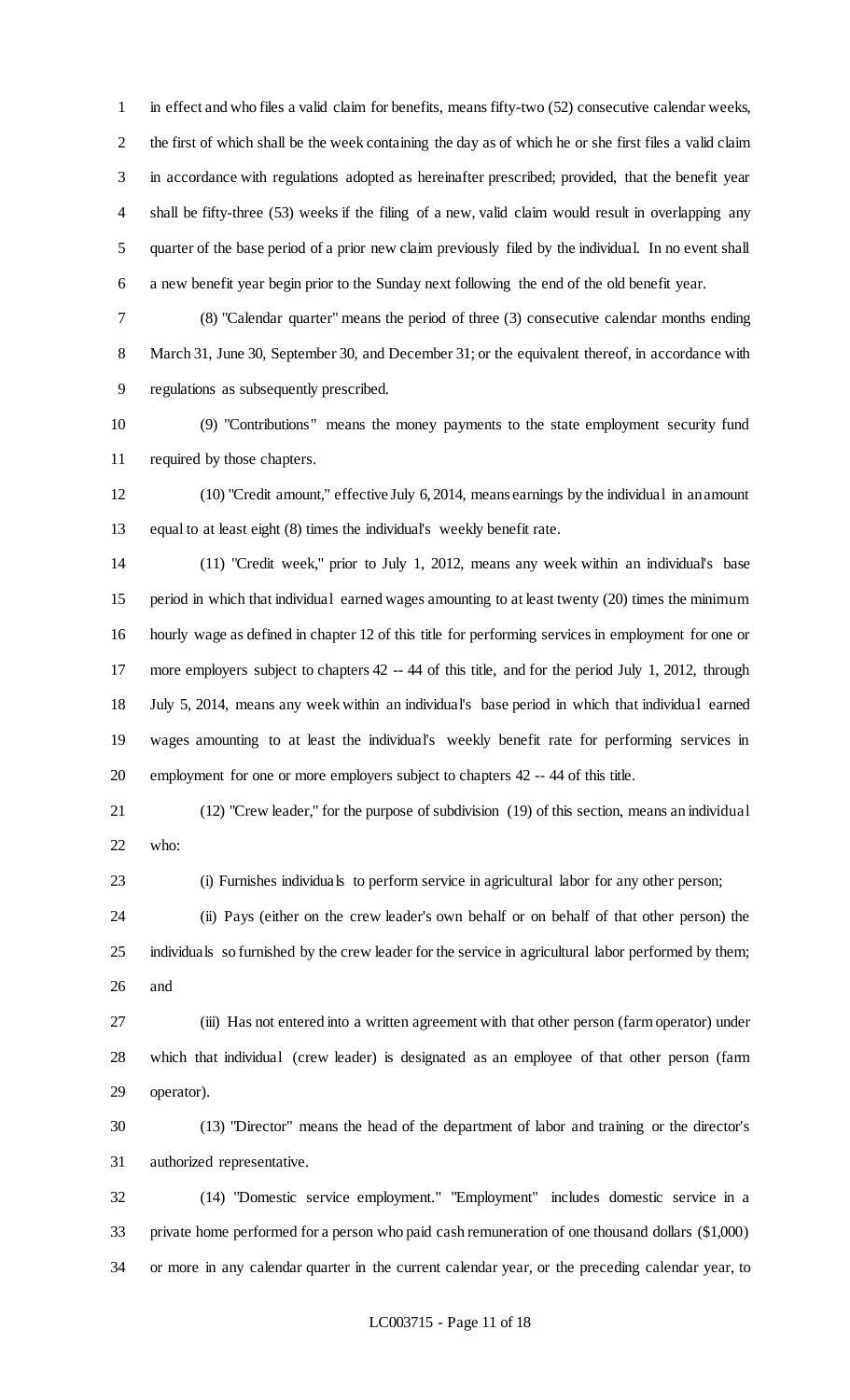in effect and who files a valid claim for benefits, means fifty-two (52) consecutive calendar weeks, the first of which shall be the week containing the day as of which he or she first files a valid claim in accordance with regulations adopted as hereinafter prescribed; provided, that the benefit year shall be fifty-three (53) weeks if the filing of a new, valid claim would result in overlapping any quarter of the base period of a prior new claim previously filed by the individual. In no event shall a new benefit year begin prior to the Sunday next following the end of the old benefit year.

(8) "Calendar quarter" means the period of three (3) consecutive calendar months ending March 31, June 30, September 30, and December 31; or the equivalent thereof, in accordance with regulations as subsequently prescribed.

(9) "Contributions" means the money payments to the state employment security fund required by those chapters.

(10) "Credit amount," effective July 6, 2014, means earnings by the individual in an amount equal to at least eight (8) times the individual's weekly benefit rate.

(11) "Credit week," prior to July 1, 2012, means any week within an individual's base period in which that individual earned wages amounting to at least twenty (20) times the minimum hourly wage as defined in chapter 12 of this title for performing services in employment for one or more employers subject to chapters 42 -- 44 of this title, and for the period July 1, 2012, through July 5, 2014, means any week within an individual's base period in which that individual earned wages amounting to at least the individual's weekly benefit rate for performing services in employment for one or more employers subject to chapters 42 -- 44 of this title.

(12) "Crew leader," for the purpose of subdivision (19) of this section, means an individual who:

(i) Furnishes individuals to perform service in agricultural labor for any other person;

(ii) Pays (either on the crew leader's own behalf or on behalf of that other person) the individuals so furnished by the crew leader for the service in agricultural labor performed by them; and

(iii) Has not entered into a written agreement with that other person (farm operator) under which that individual (crew leader) is designated as an employee of that other person (farm operator).

(13) "Director" means the head of the department of labor and training or the director's authorized representative.

(14) "Domestic service employment." "Employment" includes domestic service in a private home performed for a person who paid cash remuneration of one thousand dollars ($1,000) or more in any calendar quarter in the current calendar year, or the preceding calendar year, to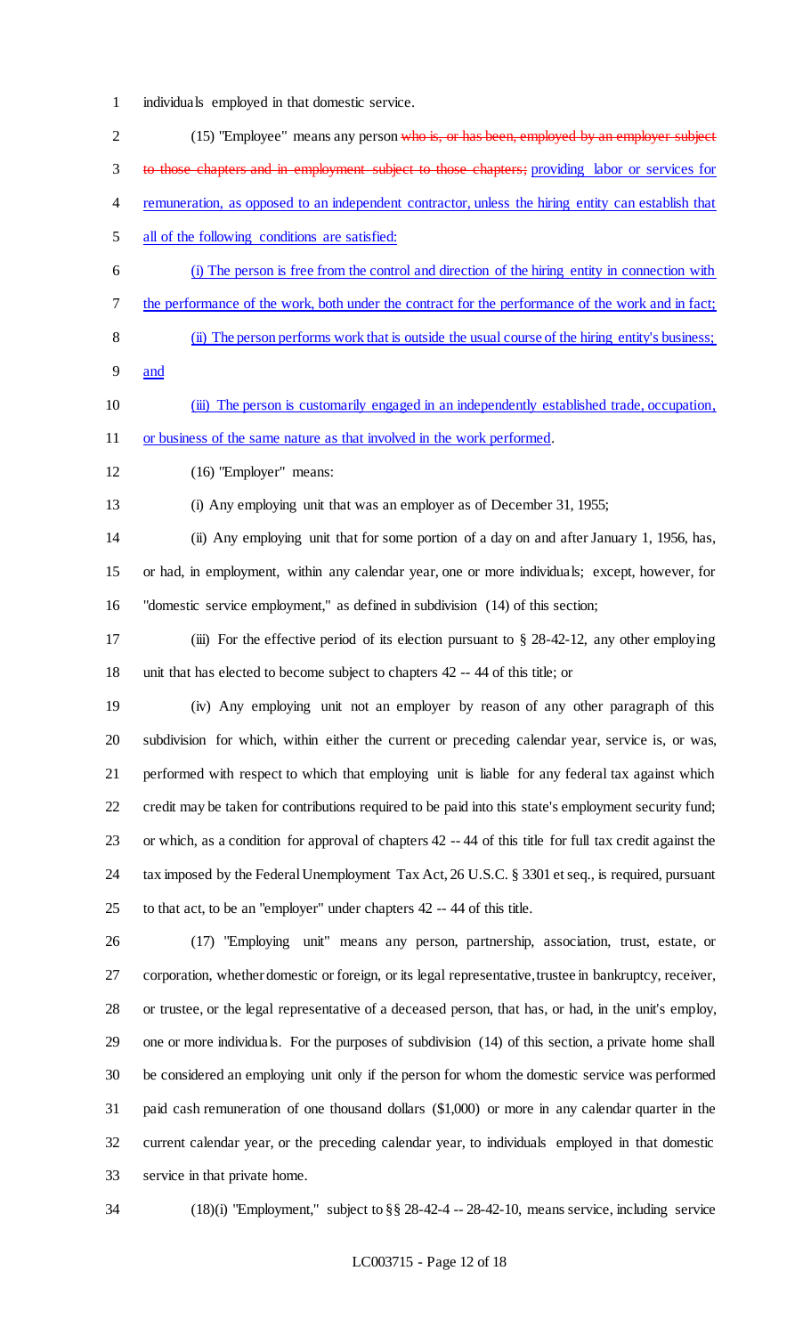individuals employed in that domestic service.

(15) "Employee" means any person ~~who is, or has been, employed by an employer subject to those chapters and in employment subject to those chapters;~~ providing labor or services for remuneration, as opposed to an independent contractor, unless the hiring entity can establish that all of the following conditions are satisfied:

(i) The person is free from the control and direction of the hiring entity in connection with the performance of the work, both under the contract for the performance of the work and in fact;

(ii) The person performs work that is outside the usual course of the hiring entity's business; and

(iii) The person is customarily engaged in an independently established trade, occupation, or business of the same nature as that involved in the work performed.

(16) "Employer" means:

(i) Any employing unit that was an employer as of December 31, 1955;

(ii) Any employing unit that for some portion of a day on and after January 1, 1956, has, or had, in employment, within any calendar year, one or more individuals; except, however, for "domestic service employment," as defined in subdivision (14) of this section;

(iii) For the effective period of its election pursuant to § 28-42-12, any other employing unit that has elected to become subject to chapters 42 -- 44 of this title; or

(iv) Any employing unit not an employer by reason of any other paragraph of this subdivision for which, within either the current or preceding calendar year, service is, or was, performed with respect to which that employing unit is liable for any federal tax against which credit may be taken for contributions required to be paid into this state's employment security fund; or which, as a condition for approval of chapters 42 -- 44 of this title for full tax credit against the tax imposed by the Federal Unemployment Tax Act, 26 U.S.C. § 3301 et seq., is required, pursuant to that act, to be an "employer" under chapters 42 -- 44 of this title.

(17) "Employing unit" means any person, partnership, association, trust, estate, or corporation, whether domestic or foreign, or its legal representative, trustee in bankruptcy, receiver, or trustee, or the legal representative of a deceased person, that has, or had, in the unit's employ, one or more individuals. For the purposes of subdivision (14) of this section, a private home shall be considered an employing unit only if the person for whom the domestic service was performed paid cash remuneration of one thousand dollars ($1,000) or more in any calendar quarter in the current calendar year, or the preceding calendar year, to individuals employed in that domestic service in that private home.

(18)(i) "Employment," subject to §§ 28-42-4 -- 28-42-10, means service, including service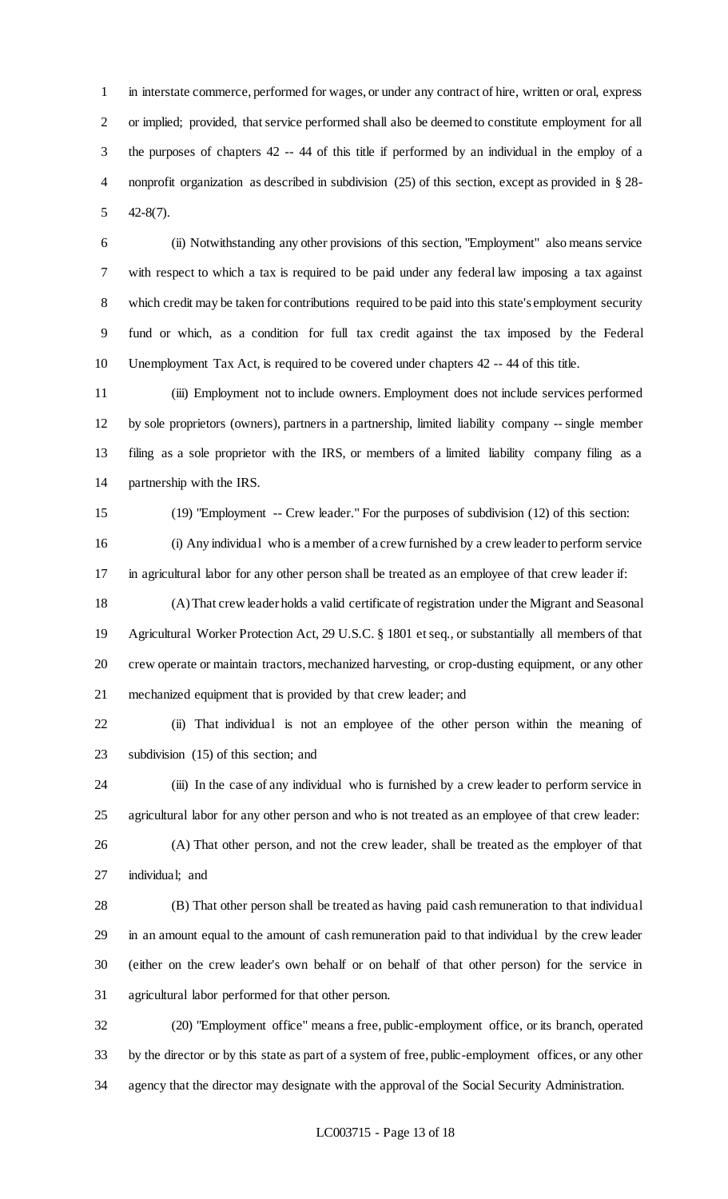in interstate commerce, performed for wages, or under any contract of hire, written or oral, express or implied; provided, that service performed shall also be deemed to constitute employment for all the purposes of chapters 42 -- 44 of this title if performed by an individual in the employ of a nonprofit organization as described in subdivision (25) of this section, except as provided in § 28-42-8(7).

(ii) Notwithstanding any other provisions of this section, "Employment" also means service with respect to which a tax is required to be paid under any federal law imposing a tax against which credit may be taken for contributions required to be paid into this state's employment security fund or which, as a condition for full tax credit against the tax imposed by the Federal Unemployment Tax Act, is required to be covered under chapters 42 -- 44 of this title.

(iii) Employment not to include owners. Employment does not include services performed by sole proprietors (owners), partners in a partnership, limited liability company -- single member filing as a sole proprietor with the IRS, or members of a limited liability company filing as a partnership with the IRS.

(19) "Employment -- Crew leader." For the purposes of subdivision (12) of this section:

(i) Any individual who is a member of a crew furnished by a crew leader to perform service in agricultural labor for any other person shall be treated as an employee of that crew leader if:

(A) That crew leader holds a valid certificate of registration under the Migrant and Seasonal Agricultural Worker Protection Act, 29 U.S.C. § 1801 et seq., or substantially all members of that crew operate or maintain tractors, mechanized harvesting, or crop-dusting equipment, or any other mechanized equipment that is provided by that crew leader; and

(ii) That individual is not an employee of the other person within the meaning of subdivision (15) of this section; and

(iii) In the case of any individual who is furnished by a crew leader to perform service in agricultural labor for any other person and who is not treated as an employee of that crew leader:

(A) That other person, and not the crew leader, shall be treated as the employer of that individual; and

(B) That other person shall be treated as having paid cash remuneration to that individual in an amount equal to the amount of cash remuneration paid to that individual by the crew leader (either on the crew leader's own behalf or on behalf of that other person) for the service in agricultural labor performed for that other person.

(20) "Employment office" means a free, public-employment office, or its branch, operated by the director or by this state as part of a system of free, public-employment offices, or any other agency that the director may designate with the approval of the Social Security Administration.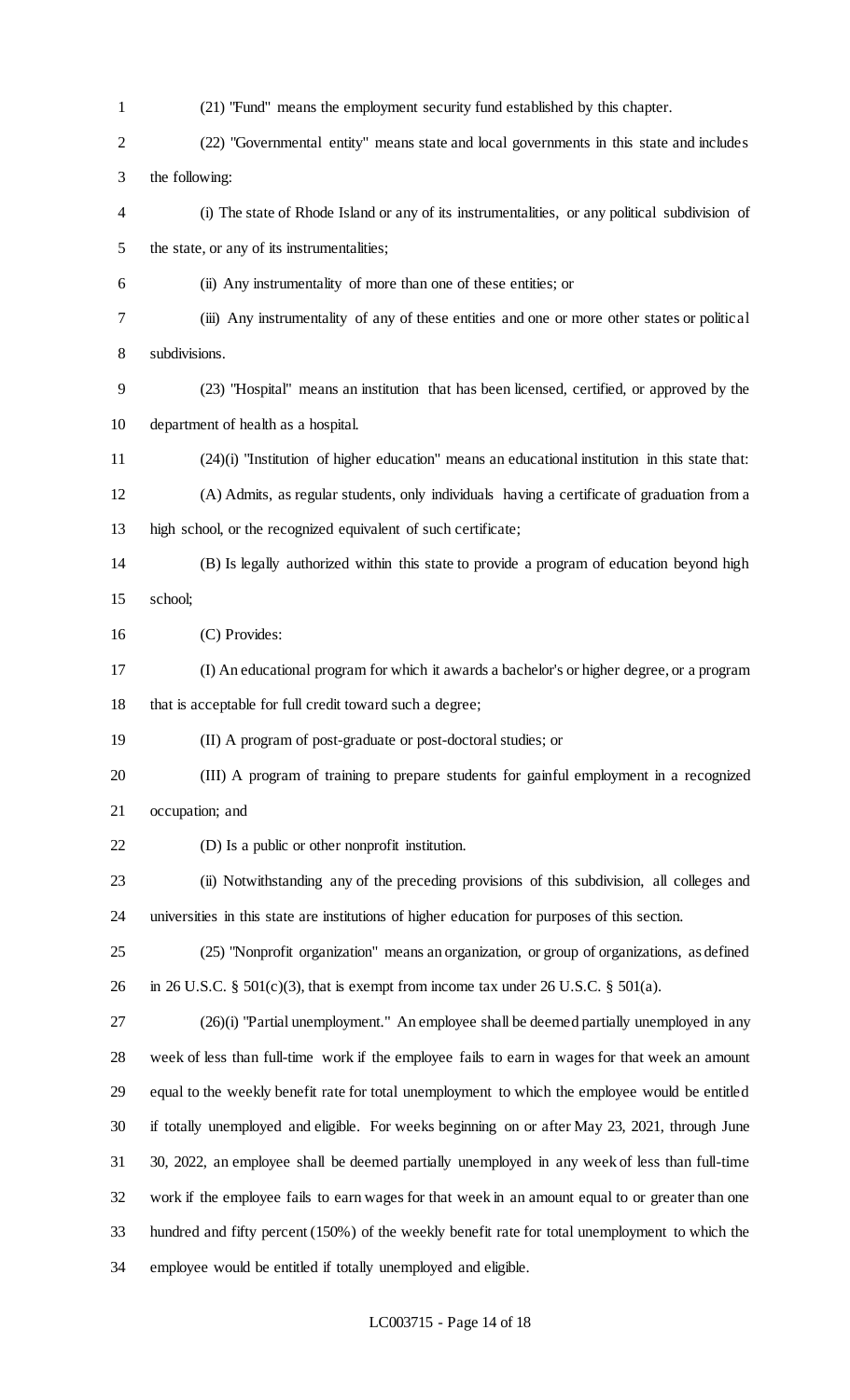(21) "Fund" means the employment security fund established by this chapter.

(22) "Governmental entity" means state and local governments in this state and includes the following:

(i) The state of Rhode Island or any of its instrumentalities, or any political subdivision of the state, or any of its instrumentalities;

(ii) Any instrumentality of more than one of these entities; or

(iii) Any instrumentality of any of these entities and one or more other states or political subdivisions.

(23) "Hospital" means an institution that has been licensed, certified, or approved by the department of health as a hospital.

(24)(i) "Institution of higher education" means an educational institution in this state that:

(A) Admits, as regular students, only individuals having a certificate of graduation from a high school, or the recognized equivalent of such certificate;

(B) Is legally authorized within this state to provide a program of education beyond high school;

(C) Provides:

(I) An educational program for which it awards a bachelor's or higher degree, or a program that is acceptable for full credit toward such a degree;

(II) A program of post-graduate or post-doctoral studies; or

(III) A program of training to prepare students for gainful employment in a recognized occupation; and

(D) Is a public or other nonprofit institution.

(ii) Notwithstanding any of the preceding provisions of this subdivision, all colleges and universities in this state are institutions of higher education for purposes of this section.

(25) "Nonprofit organization" means an organization, or group of organizations, as defined in 26 U.S.C. § 501(c)(3), that is exempt from income tax under 26 U.S.C. § 501(a).

(26)(i) "Partial unemployment." An employee shall be deemed partially unemployed in any week of less than full-time work if the employee fails to earn in wages for that week an amount equal to the weekly benefit rate for total unemployment to which the employee would be entitled if totally unemployed and eligible. For weeks beginning on or after May 23, 2021, through June 30, 2022, an employee shall be deemed partially unemployed in any week of less than full-time work if the employee fails to earn wages for that week in an amount equal to or greater than one hundred and fifty percent (150%) of the weekly benefit rate for total unemployment to which the employee would be entitled if totally unemployed and eligible.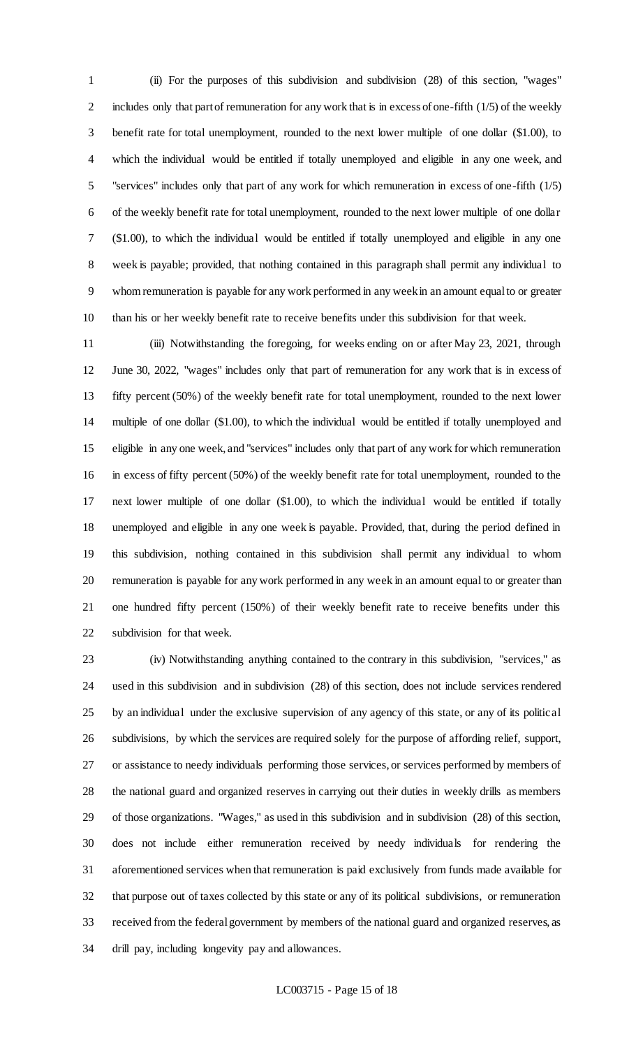(ii) For the purposes of this subdivision and subdivision (28) of this section, "wages" includes only that part of remuneration for any work that is in excess of one-fifth (1/5) of the weekly benefit rate for total unemployment, rounded to the next lower multiple of one dollar ($1.00), to which the individual would be entitled if totally unemployed and eligible in any one week, and "services" includes only that part of any work for which remuneration in excess of one-fifth (1/5) of the weekly benefit rate for total unemployment, rounded to the next lower multiple of one dollar ($1.00), to which the individual would be entitled if totally unemployed and eligible in any one week is payable; provided, that nothing contained in this paragraph shall permit any individual to whom remuneration is payable for any work performed in any week in an amount equal to or greater than his or her weekly benefit rate to receive benefits under this subdivision for that week.

(iii) Notwithstanding the foregoing, for weeks ending on or after May 23, 2021, through June 30, 2022, "wages" includes only that part of remuneration for any work that is in excess of fifty percent (50%) of the weekly benefit rate for total unemployment, rounded to the next lower multiple of one dollar ($1.00), to which the individual would be entitled if totally unemployed and eligible in any one week, and "services" includes only that part of any work for which remuneration in excess of fifty percent (50%) of the weekly benefit rate for total unemployment, rounded to the next lower multiple of one dollar ($1.00), to which the individual would be entitled if totally unemployed and eligible in any one week is payable. Provided, that, during the period defined in this subdivision, nothing contained in this subdivision shall permit any individual to whom remuneration is payable for any work performed in any week in an amount equal to or greater than one hundred fifty percent (150%) of their weekly benefit rate to receive benefits under this subdivision for that week.

(iv) Notwithstanding anything contained to the contrary in this subdivision, "services," as used in this subdivision and in subdivision (28) of this section, does not include services rendered by an individual under the exclusive supervision of any agency of this state, or any of its political subdivisions, by which the services are required solely for the purpose of affording relief, support, or assistance to needy individuals performing those services, or services performed by members of the national guard and organized reserves in carrying out their duties in weekly drills as members of those organizations. "Wages," as used in this subdivision and in subdivision (28) of this section, does not include either remuneration received by needy individuals for rendering the aforementioned services when that remuneration is paid exclusively from funds made available for that purpose out of taxes collected by this state or any of its political subdivisions, or remuneration received from the federal government by members of the national guard and organized reserves, as drill pay, including longevity pay and allowances.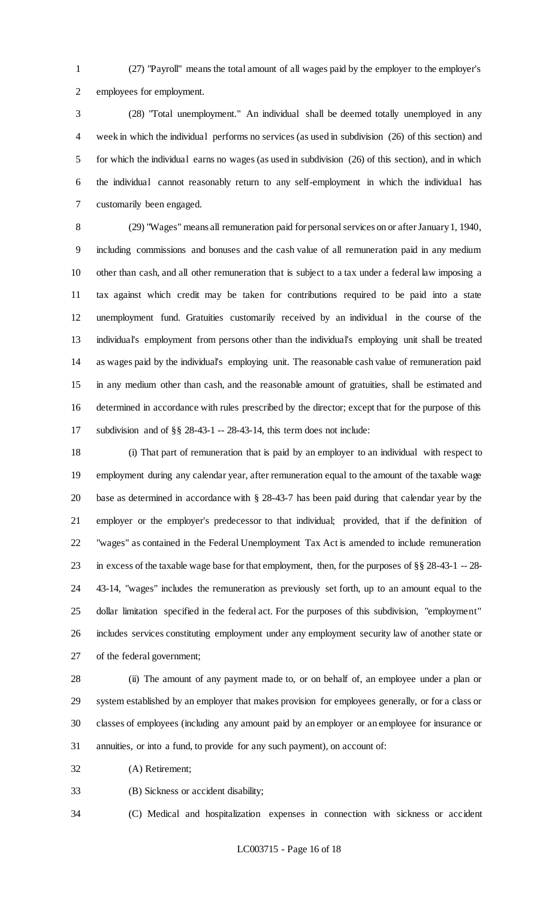(27) "Payroll" means the total amount of all wages paid by the employer to the employer's employees for employment.

(28) "Total unemployment." An individual shall be deemed totally unemployed in any week in which the individual performs no services (as used in subdivision (26) of this section) and for which the individual earns no wages (as used in subdivision (26) of this section), and in which the individual cannot reasonably return to any self-employment in which the individual has customarily been engaged.

(29) "Wages" means all remuneration paid for personal services on or after January 1, 1940, including commissions and bonuses and the cash value of all remuneration paid in any medium other than cash, and all other remuneration that is subject to a tax under a federal law imposing a tax against which credit may be taken for contributions required to be paid into a state unemployment fund. Gratuities customarily received by an individual in the course of the individual's employment from persons other than the individual's employing unit shall be treated as wages paid by the individual's employing unit. The reasonable cash value of remuneration paid in any medium other than cash, and the reasonable amount of gratuities, shall be estimated and determined in accordance with rules prescribed by the director; except that for the purpose of this subdivision and of §§ 28-43-1 -- 28-43-14, this term does not include:

(i) That part of remuneration that is paid by an employer to an individual with respect to employment during any calendar year, after remuneration equal to the amount of the taxable wage base as determined in accordance with § 28-43-7 has been paid during that calendar year by the employer or the employer's predecessor to that individual; provided, that if the definition of "wages" as contained in the Federal Unemployment Tax Act is amended to include remuneration in excess of the taxable wage base for that employment, then, for the purposes of §§ 28-43-1 -- 28-43-14, "wages" includes the remuneration as previously set forth, up to an amount equal to the dollar limitation specified in the federal act. For the purposes of this subdivision, "employment" includes services constituting employment under any employment security law of another state or of the federal government;

(ii) The amount of any payment made to, or on behalf of, an employee under a plan or system established by an employer that makes provision for employees generally, or for a class or classes of employees (including any amount paid by an employer or an employee for insurance or annuities, or into a fund, to provide for any such payment), on account of:

(A) Retirement;

(B) Sickness or accident disability;

(C) Medical and hospitalization expenses in connection with sickness or accident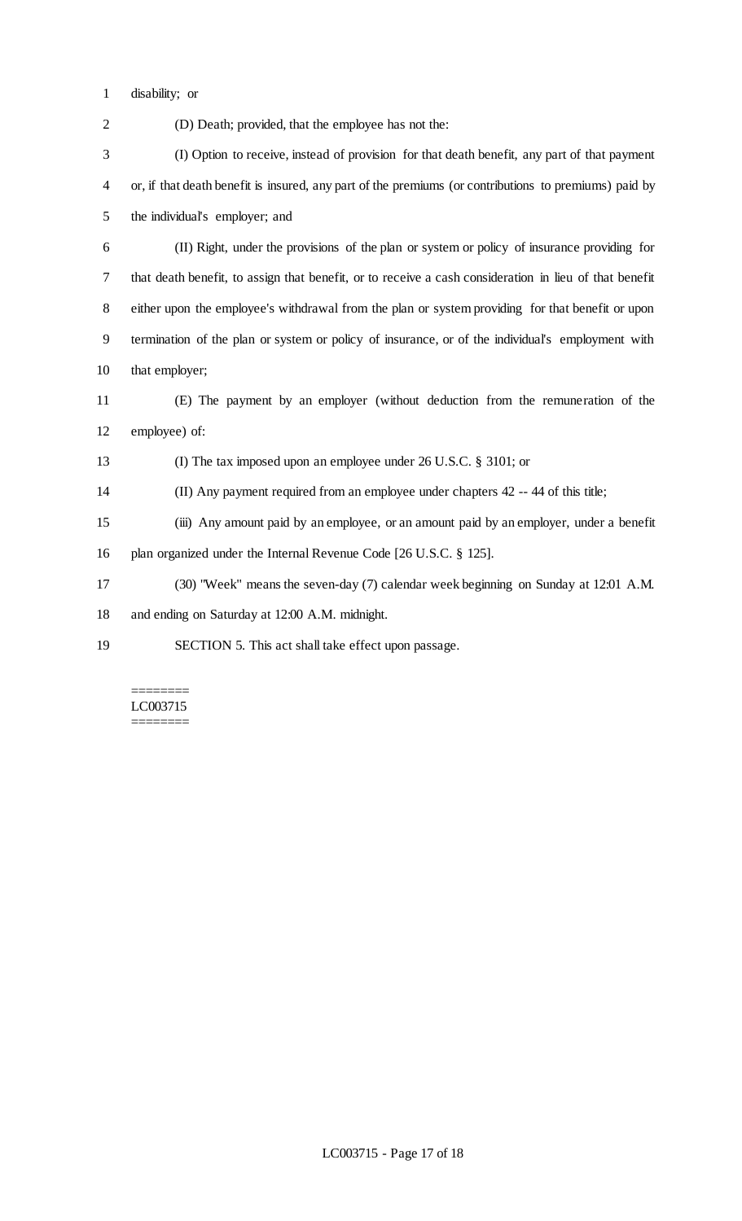disability; or

(D) Death; provided, that the employee has not the:

(I) Option to receive, instead of provision for that death benefit, any part of that payment or, if that death benefit is insured, any part of the premiums (or contributions to premiums) paid by the individual's employer; and

(II) Right, under the provisions of the plan or system or policy of insurance providing for that death benefit, to assign that benefit, or to receive a cash consideration in lieu of that benefit either upon the employee's withdrawal from the plan or system providing for that benefit or upon termination of the plan or system or policy of insurance, or of the individual's employment with that employer;

(E) The payment by an employer (without deduction from the remuneration of the employee) of:

(I) The tax imposed upon an employee under 26 U.S.C. § 3101; or

(II) Any payment required from an employee under chapters 42 -- 44 of this title;

(iii) Any amount paid by an employee, or an amount paid by an employer, under a benefit plan organized under the Internal Revenue Code [26 U.S.C. § 125].

(30) "Week" means the seven-day (7) calendar week beginning on Sunday at 12:01 A.M. and ending on Saturday at 12:00 A.M. midnight.

SECTION 5. This act shall take effect upon passage.

========
LC003715
========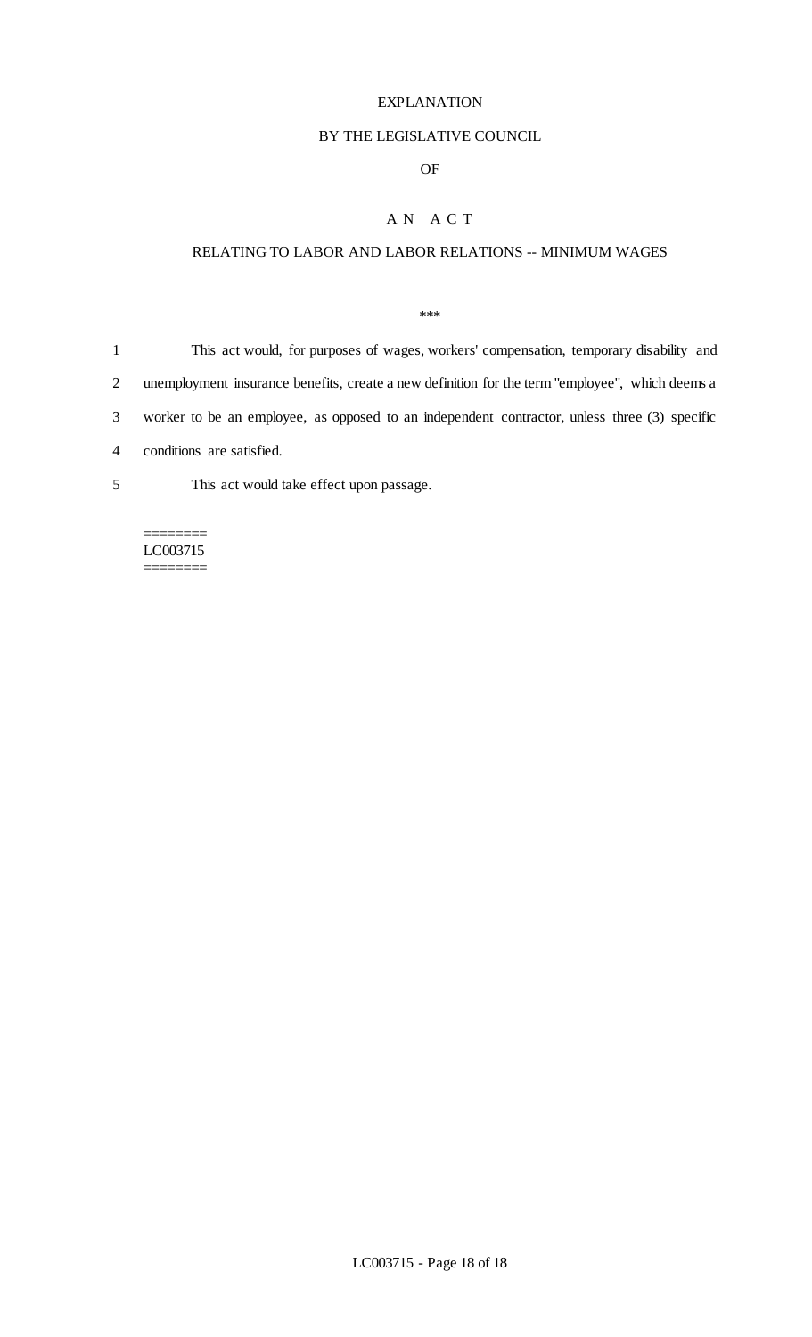EXPLANATION

BY THE LEGISLATIVE COUNCIL

OF

A N A C T

RELATING TO LABOR AND LABOR RELATIONS -- MINIMUM WAGES

\*\*\*

This act would, for purposes of wages, workers' compensation, temporary disability and unemployment insurance benefits, create a new definition for the term "employee", which deems a worker to be an employee, as opposed to an independent contractor, unless three (3) specific conditions are satisfied.

This act would take effect upon passage.

========
LC003715
========